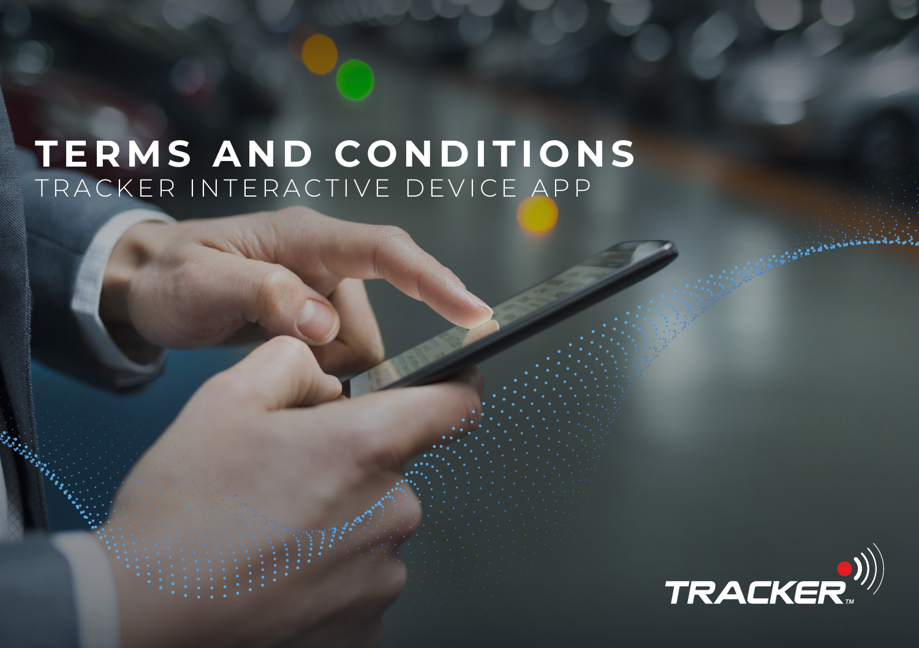# TERMS AND CONDITIONS

## TRACKER INTERACTIVE DEVICE APP

TRACKER™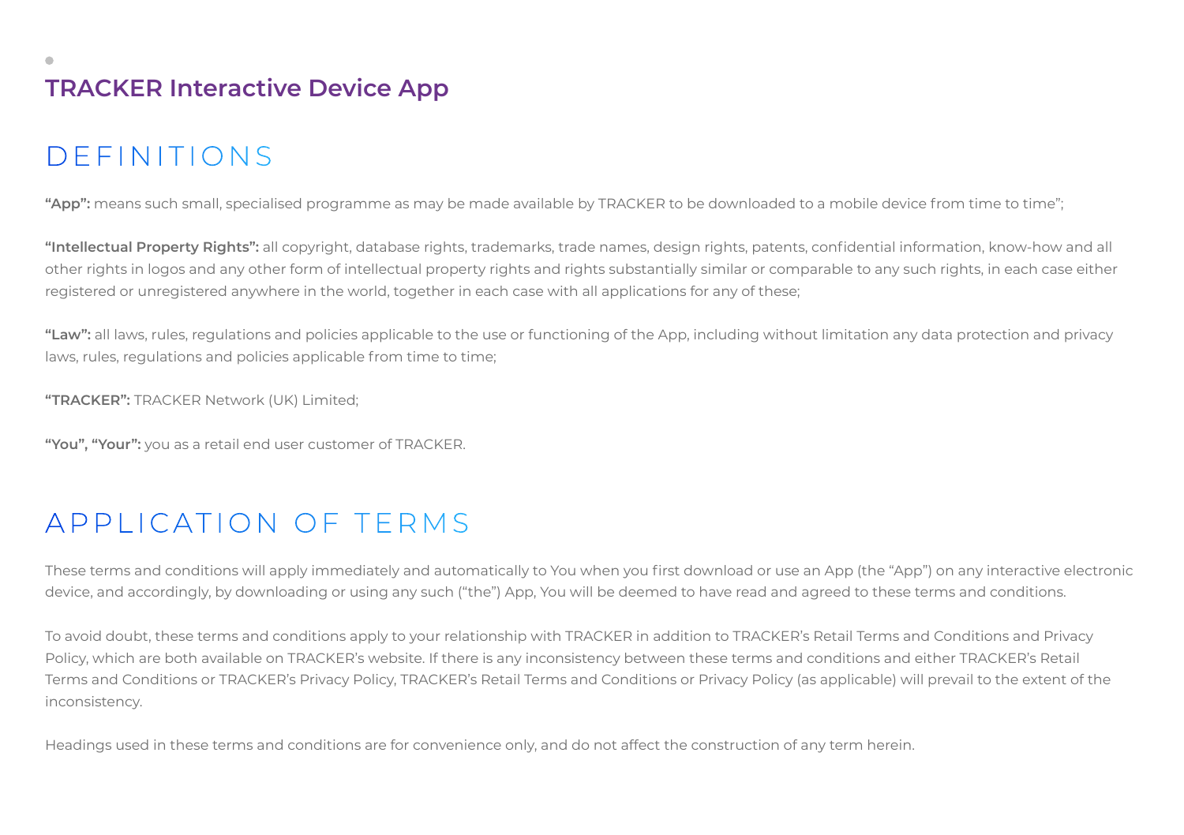# TRACKER Interactive Device App

## DEFINITIONS

**“App”:** means such small, specialised programme as may be made available by TRACKER to be downloaded to a mobile device from time to time”;

**“Intellectual Property Rights”:** all copyright, database rights, trademarks, trade names, design rights, patents, confidential information, know-how and all other rights in logos and any other form of intellectual property rights and rights substantially similar or comparable to any such rights, in each case either registered or unregistered anywhere in the world, together in each case with all applications for any of these;

**“Law”:** all laws, rules, regulations and policies applicable to the use or functioning of the App, including without limitation any data protection and privacy laws, rules, regulations and policies applicable from time to time;

**“TRACKER”:** TRACKER Network (UK) Limited;

**“You”, “Your”:** you as a retail end user customer of TRACKER.

## APPLICATION OF TERMS

These terms and conditions will apply immediately and automatically to You when you first download or use an App (the “App”) on any interactive electronic device, and accordingly, by downloading or using any such (“the”) App, You will be deemed to have read and agreed to these terms and conditions.

To avoid doubt, these terms and conditions apply to your relationship with TRACKER in addition to TRACKER’s Retail Terms and Conditions and Privacy Policy, which are both available on TRACKER’s website. If there is any inconsistency between these terms and conditions and either TRACKER’s Retail Terms and Conditions or TRACKER’s Privacy Policy, TRACKER’s Retail Terms and Conditions or Privacy Policy (as applicable) will prevail to the extent of the inconsistency.

Headings used in these terms and conditions are for convenience only, and do not affect the construction of any term herein.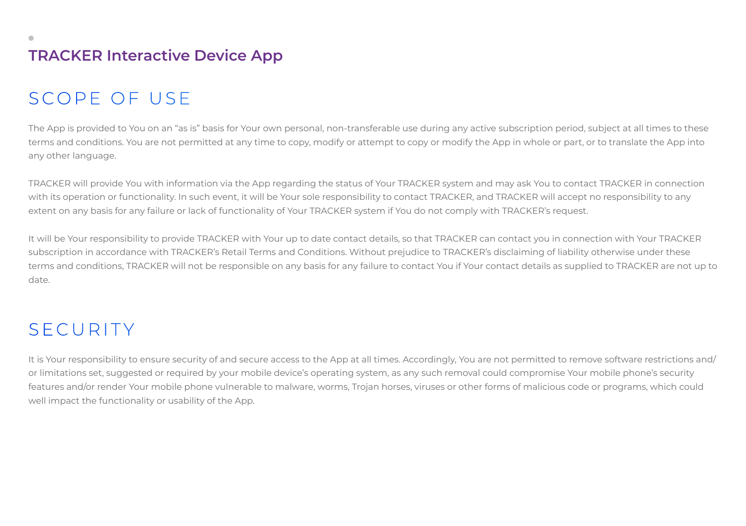## TRACKER Interactive Device App

# SCOPE OF USE

The App is provided to You on an "as is" basis for Your own personal, non-transferable use during any active subscription period, subject at all times to these terms and conditions. You are not permitted at any time to copy, modify or attempt to copy or modify the App in whole or part, or to translate the App into any other language.

TRACKER will provide You with information via the App regarding the status of Your TRACKER system and may ask You to contact TRACKER in connection with its operation or functionality. In such event, it will be Your sole responsibility to contact TRACKER, and TRACKER will accept no responsibility to any extent on any basis for any failure or lack of functionality of Your TRACKER system if You do not comply with TRACKER's request.

It will be Your responsibility to provide TRACKER with Your up to date contact details, so that TRACKER can contact you in connection with Your TRACKER subscription in accordance with TRACKER's Retail Terms and Conditions. Without prejudice to TRACKER's disclaiming of liability otherwise under these terms and conditions, TRACKER will not be responsible on any basis for any failure to contact You if Your contact details as supplied to TRACKER are not up to date.

# SECURITY

It is Your responsibility to ensure security of and secure access to the App at all times. Accordingly, You are not permitted to remove software restrictions and/or limitations set, suggested or required by your mobile device's operating system, as any such removal could compromise Your mobile phone's security features and/or render Your mobile phone vulnerable to malware, worms, Trojan horses, viruses or other forms of malicious code or programs, which could well impact the functionality or usability of the App.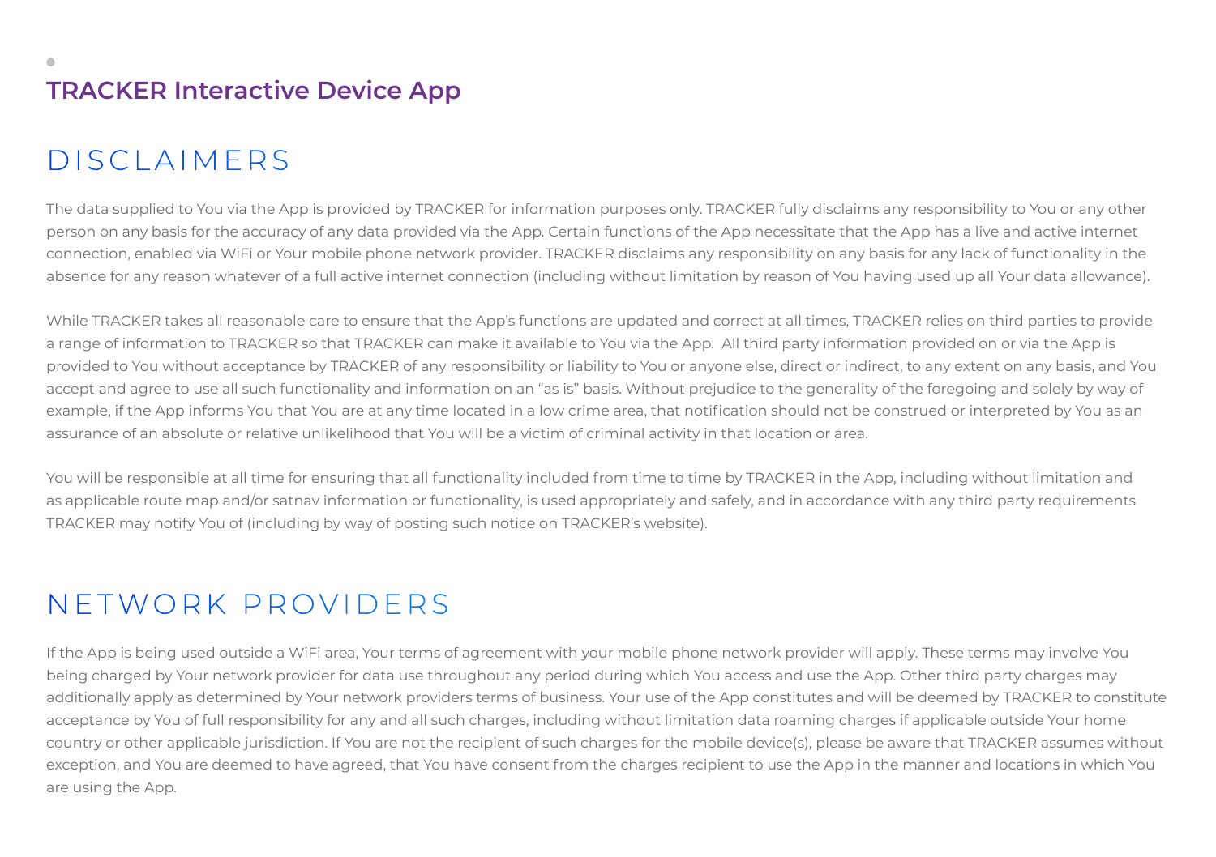**TRACKER Interactive Device App**

## DISCLAIMERS

The data supplied to You via the App is provided by TRACKER for information purposes only. TRACKER fully disclaims any responsibility to You or any other person on any basis for the accuracy of any data provided via the App. Certain functions of the App necessitate that the App has a live and active internet connection, enabled via WiFi or Your mobile phone network provider. TRACKER disclaims any responsibility on any basis for any lack of functionality in the absence for any reason whatever of a full active internet connection (including without limitation by reason of You having used up all Your data allowance).

While TRACKER takes all reasonable care to ensure that the App's functions are updated and correct at all times, TRACKER relies on third parties to provide a range of information to TRACKER so that TRACKER can make it available to You via the App. All third party information provided on or via the App is provided to You without acceptance by TRACKER of any responsibility or liability to You or anyone else, direct or indirect, to any extent on any basis, and You accept and agree to use all such functionality and information on an "as is" basis. Without prejudice to the generality of the foregoing and solely by way of example, if the App informs You that You are at any time located in a low crime area, that notification should not be construed or interpreted by You as an assurance of an absolute or relative unlikelihood that You will be a victim of criminal activity in that location or area.

You will be responsible at all time for ensuring that all functionality included from time to time by TRACKER in the App, including without limitation and as applicable route map and/or satnav information or functionality, is used appropriately and safely, and in accordance with any third party requirements TRACKER may notify You of (including by way of posting such notice on TRACKER's website).

## NETWORK PROVIDERS

If the App is being used outside a WiFi area, Your terms of agreement with your mobile phone network provider will apply. These terms may involve You being charged by Your network provider for data use throughout any period during which You access and use the App. Other third party charges may additionally apply as determined by Your network providers terms of business. Your use of the App constitutes and will be deemed by TRACKER to constitute acceptance by You of full responsibility for any and all such charges, including without limitation data roaming charges if applicable outside Your home country or other applicable jurisdiction. If You are not the recipient of such charges for the mobile device(s), please be aware that TRACKER assumes without exception, and You are deemed to have agreed, that You have consent from the charges recipient to use the App in the manner and locations in which You are using the App.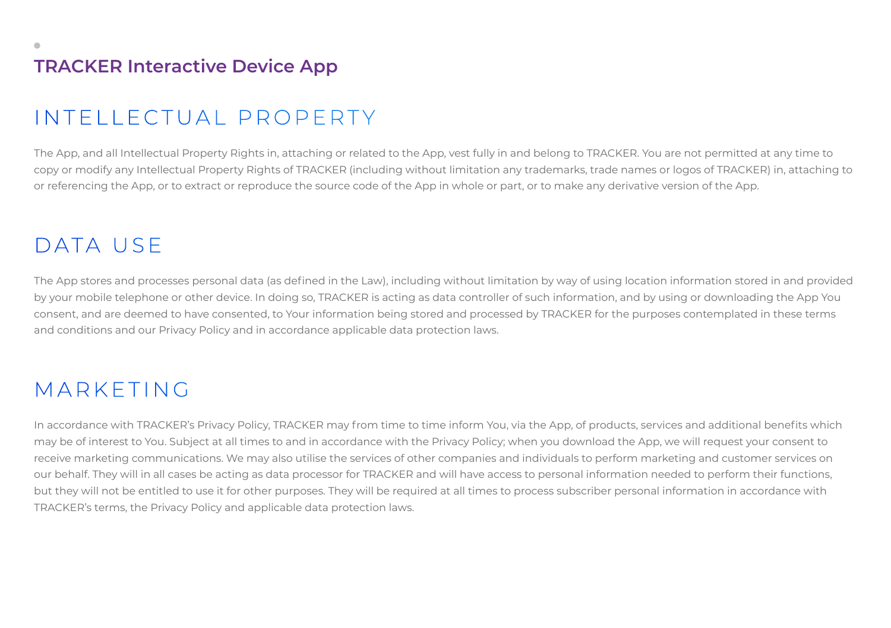## TRACKER Interactive Device App

# INTELLECTUAL PROPERTY

The App, and all Intellectual Property Rights in, attaching or related to the App, vest fully in and belong to TRACKER. You are not permitted at any time to copy or modify any Intellectual Property Rights of TRACKER (including without limitation any trademarks, trade names or logos of TRACKER) in, attaching to or referencing the App, or to extract or reproduce the source code of the App in whole or part, or to make any derivative version of the App.

# DATA USE

The App stores and processes personal data (as defined in the Law), including without limitation by way of using location information stored in and provided by your mobile telephone or other device. In doing so, TRACKER is acting as data controller of such information, and by using or downloading the App You consent, and are deemed to have consented, to Your information being stored and processed by TRACKER for the purposes contemplated in these terms and conditions and our Privacy Policy and in accordance applicable data protection laws.

# MARKETING

In accordance with TRACKER's Privacy Policy, TRACKER may from time to time inform You, via the App, of products, services and additional benefits which may be of interest to You. Subject at all times to and in accordance with the Privacy Policy; when you download the App, we will request your consent to receive marketing communications. We may also utilise the services of other companies and individuals to perform marketing and customer services on our behalf. They will in all cases be acting as data processor for TRACKER and will have access to personal information needed to perform their functions, but they will not be entitled to use it for other purposes. They will be required at all times to process subscriber personal information in accordance with TRACKER's terms, the Privacy Policy and applicable data protection laws.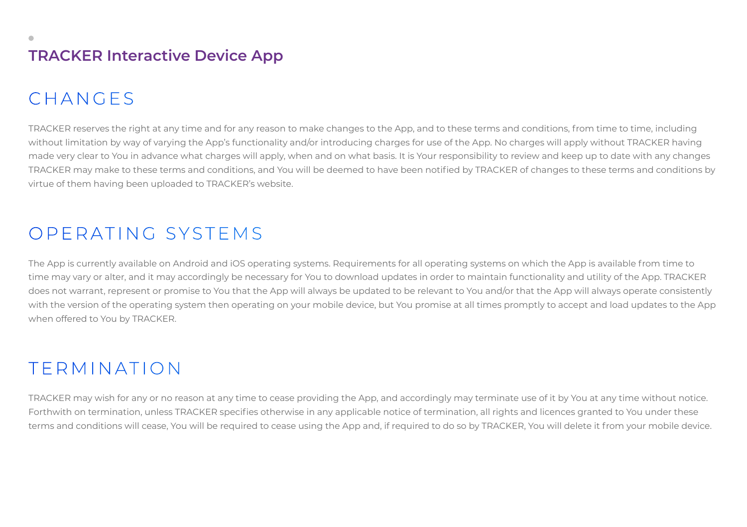## TRACKER Interactive Device App

# CHANGES

TRACKER reserves the right at any time and for any reason to make changes to the App, and to these terms and conditions, from time to time, including without limitation by way of varying the App's functionality and/or introducing charges for use of the App. No charges will apply without TRACKER having made very clear to You in advance what charges will apply, when and on what basis. It is Your responsibility to review and keep up to date with any changes TRACKER may make to these terms and conditions, and You will be deemed to have been notified by TRACKER of changes to these terms and conditions by virtue of them having been uploaded to TRACKER's website.

# OPERATING SYSTEMS

The App is currently available on Android and iOS operating systems. Requirements for all operating systems on which the App is available from time to time may vary or alter, and it may accordingly be necessary for You to download updates in order to maintain functionality and utility of the App. TRACKER does not warrant, represent or promise to You that the App will always be updated to be relevant to You and/or that the App will always operate consistently with the version of the operating system then operating on your mobile device, but You promise at all times promptly to accept and load updates to the App when offered to You by TRACKER.

# TERMINATION

TRACKER may wish for any or no reason at any time to cease providing the App, and accordingly may terminate use of it by You at any time without notice. Forthwith on termination, unless TRACKER specifies otherwise in any applicable notice of termination, all rights and licences granted to You under these terms and conditions will cease, You will be required to cease using the App and, if required to do so by TRACKER, You will delete it from your mobile device.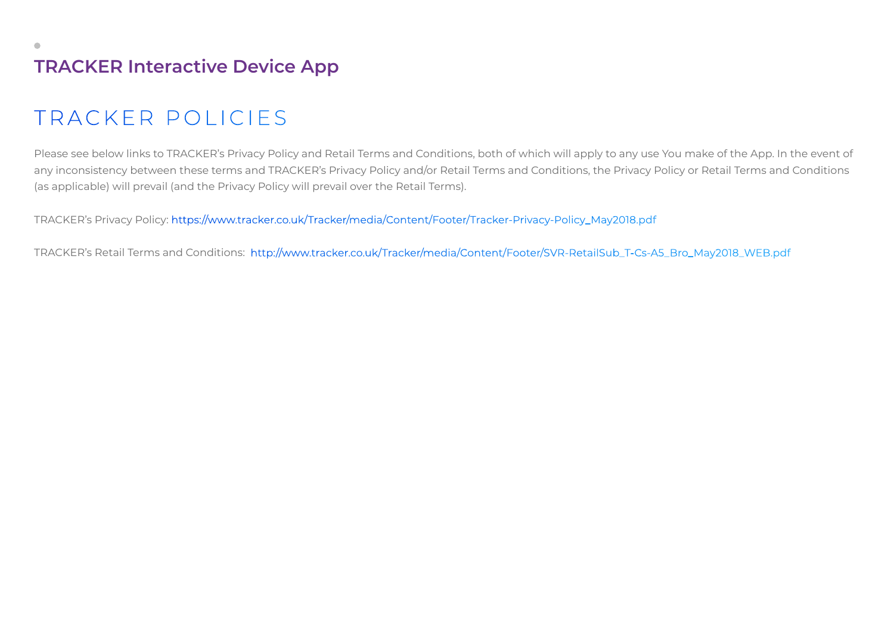# TRACKER Interactive Device App

## TRACKER POLICIES

Please see below links to TRACKER's Privacy Policy and Retail Terms and Conditions, both of which will apply to any use You make of the App. In the event of any inconsistency between these terms and TRACKER's Privacy Policy and/or Retail Terms and Conditions, the Privacy Policy or Retail Terms and Conditions (as applicable) will prevail (and the Privacy Policy will prevail over the Retail Terms).

TRACKER's Privacy Policy: https://www.tracker.co.uk/Tracker/media/Content/Footer/Tracker-Privacy-Policy_May2018.pdf

TRACKER's Retail Terms and Conditions: http://www.tracker.co.uk/Tracker/media/Content/Footer/SVR-RetailSub_T-Cs-A5_Bro_May2018_WEB.pdf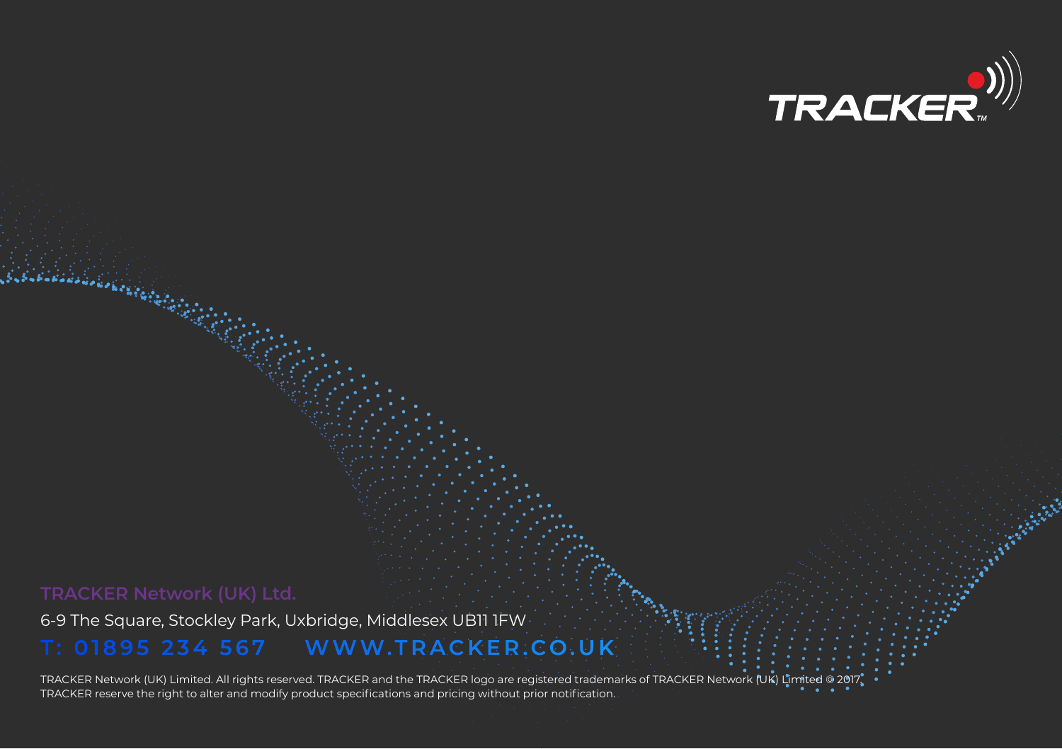TRACKER

**TRACKER Network (UK) Ltd.**

6-9 The Square, Stockley Park, Uxbridge, Middlesex UB11 1FW

**T: 01895 234 567     WWW.TRACKER.CO.UK**

TRACKER Network (UK) Limited. All rights reserved. TRACKER and the TRACKER logo are registered trademarks of TRACKER Network (UK) Limited © 2017. TRACKER reserve the right to alter and modify product specifications and pricing without prior notification.